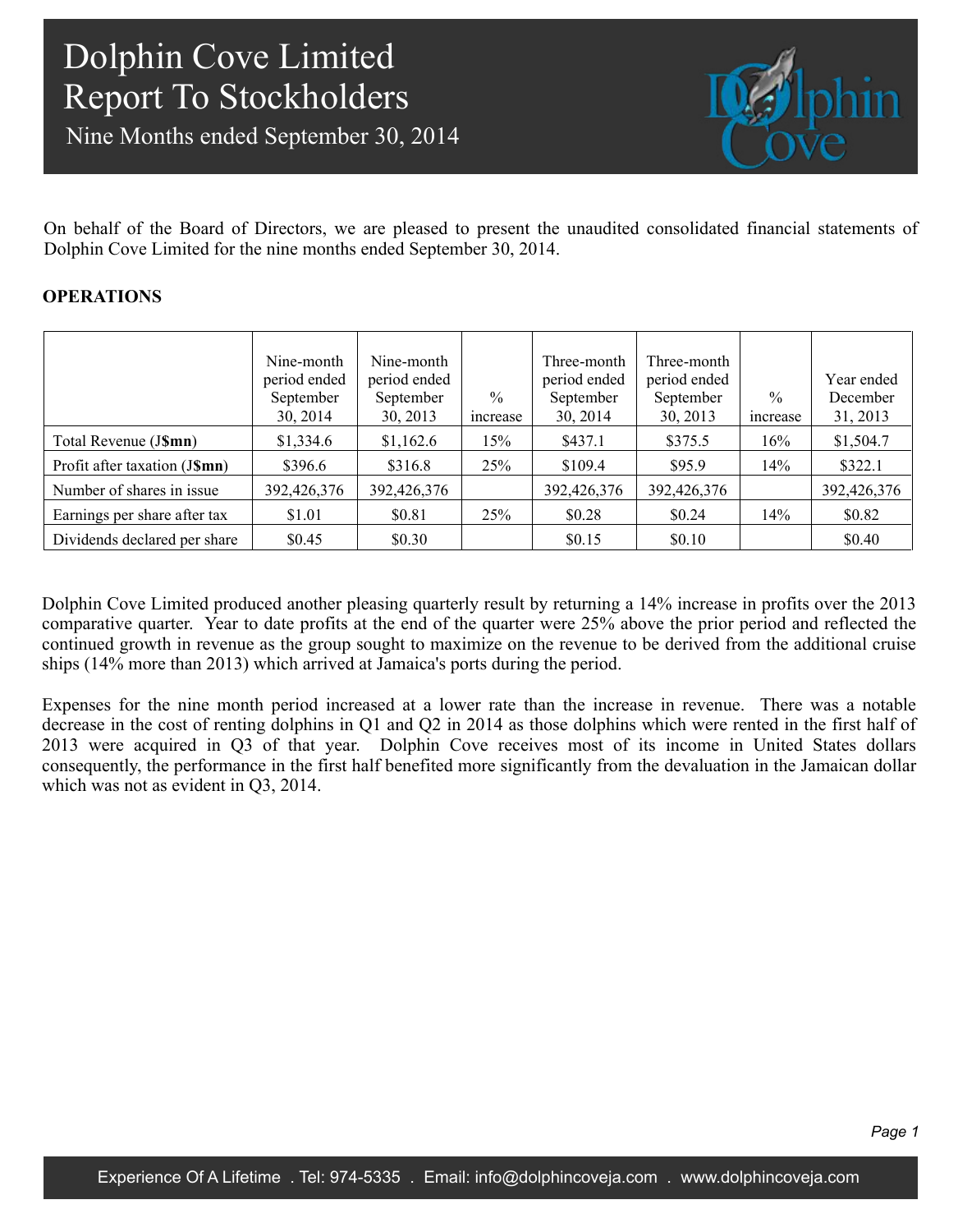# Dolphin Cove Limited
## Report To Stockholders
### Nine Months ended September 30, 2014

On behalf of the Board of Directors, we are pleased to present the unaudited consolidated financial statements of Dolphin Cove Limited for the nine months ended September 30, 2014.

**OPERATIONS**

| | Nine-month period ended September 30, 2014 | Nine-month period ended September 30, 2013 | % increase | Three-month period ended September 30, 2014 | Three-month period ended September 30, 2013 | % increase | Year ended December 31, 2013 |
|---|---|---|---|---|---|---|---|
| Total Revenue (J**$mn**) | $1,334.6 | $1,162.6 | 15% | $437.1 | $375.5 | 16% | $1,504.7 |
| Profit after taxation (J**$mn**) | $396.6 | $316.8 | 25% | $109.4 | $95.9 | 14% | $322.1 |
| Number of shares in issue | 392,426,376 | 392,426,376 | | 392,426,376 | 392,426,376 | | 392,426,376 |
| Earnings per share after tax | $1.01 | $0.81 | 25% | $0.28 | $0.24 | 14% | $0.82 |
| Dividends declared per share | $0.45 | $0.30 | | $0.15 | $0.10 | | $0.40 |

Dolphin Cove Limited produced another pleasing quarterly result by returning a 14% increase in profits over the 2013 comparative quarter. Year to date profits at the end of the quarter were 25% above the prior period and reflected the continued growth in revenue as the group sought to maximize on the revenue to be derived from the additional cruise ships (14% more than 2013) which arrived at Jamaica's ports during the period.

Expenses for the nine month period increased at a lower rate than the increase in revenue. There was a notable decrease in the cost of renting dolphins in Q1 and Q2 in 2014 as those dolphins which were rented in the first half of 2013 were acquired in Q3 of that year. Dolphin Cove receives most of its income in United States dollars consequently, the performance in the first half benefited more significantly from the devaluation in the Jamaican dollar which was not as evident in Q3, 2014.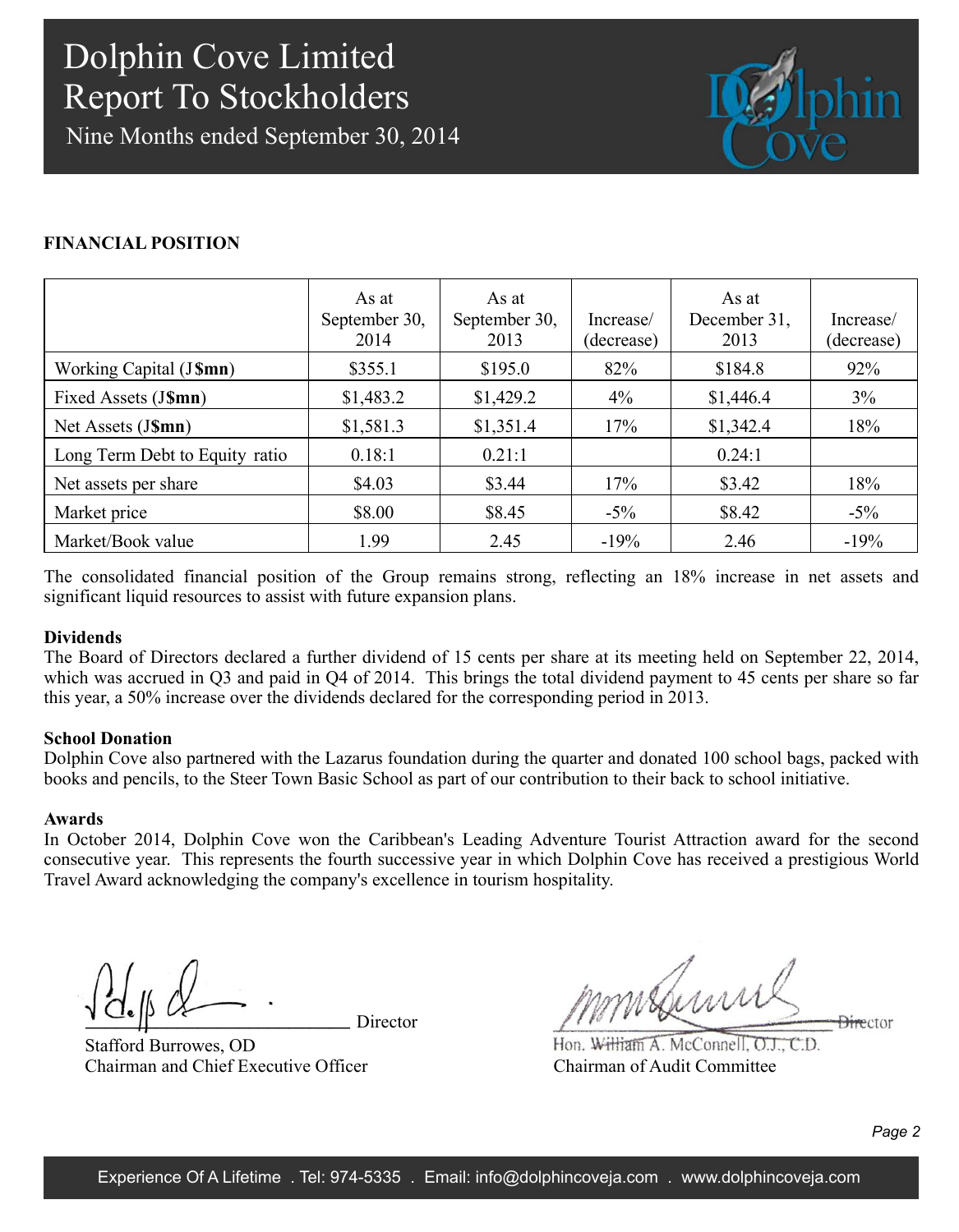## FINANCIAL POSITION

| | As at September 30, 2014 | As at September 30, 2013 | Increase/ (decrease) | As at December 31, 2013 | Increase/ (decrease) |
|---|---|---|---|---|---|
| Working Capital (J$mn) | $355.1 | $195.0 | 82% | $184.8 | 92% |
| Fixed Assets (J$mn) | $1,483.2 | $1,429.2 | 4% | $1,446.4 | 3% |
| Net Assets (J$mn) | $1,581.3 | $1,351.4 | 17% | $1,342.4 | 18% |
| Long Term Debt to Equity ratio | 0.18:1 | 0.21:1 | | 0.24:1 | |
| Net assets per share | $4.03 | $3.44 | 17% | $3.42 | 18% |
| Market price | $8.00 | $8.45 | -5% | $8.42 | -5% |
| Market/Book value | 1.99 | 2.45 | -19% | 2.46 | -19% |

The consolidated financial position of the Group remains strong, reflecting an 18% increase in net assets and significant liquid resources to assist with future expansion plans.

**Dividends**

The Board of Directors declared a further dividend of 15 cents per share at its meeting held on September 22, 2014, which was accrued in Q3 and paid in Q4 of 2014. This brings the total dividend payment to 45 cents per share so far this year, a 50% increase over the dividends declared for the corresponding period in 2013.

**School Donation**

Dolphin Cove also partnered with the Lazarus foundation during the quarter and donated 100 school bags, packed with books and pencils, to the Steer Town Basic School as part of our contribution to their back to school initiative.

**Awards**

In October 2014, Dolphin Cove won the Caribbean's Leading Adventure Tourist Attraction award for the second consecutive year. This represents the fourth successive year in which Dolphin Cove has received a prestigious World Travel Award acknowledging the company's excellence in tourism hospitality.

Director
Stafford Burrowes, OD
Chairman and Chief Executive Officer

Director
Hon. William A. McConnell, O.J., C.D.
Chairman of Audit Committee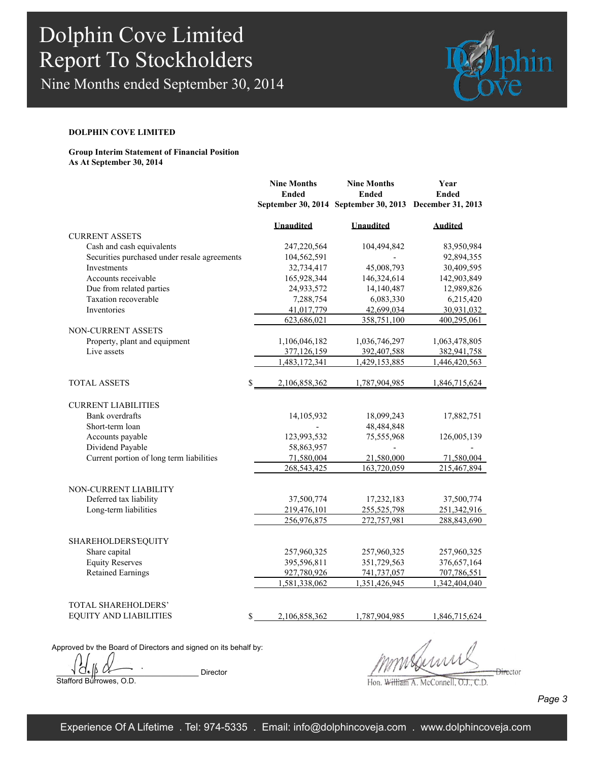# Dolphin Cove Limited
## Report To Stockholders
### Nine Months ended September 30, 2014

**DOLPHIN COVE LIMITED**

**Group Interim Statement of Financial Position**
**As At September 30, 2014**

| | Nine Months Ended September 30, 2014 | Nine Months Ended September 30, 2013 | Year Ended December 31, 2013 |
|---|---|---|---|
| | **Unaudited** | **Unaudited** | **Audited** |
| CURRENT ASSETS | | | |
| Cash and cash equivalents | 247,220,564 | 104,494,842 | 83,950,984 |
| Securities purchased under resale agreements | 104,562,591 | - | 92,894,355 |
| Investments | 32,734,417 | 45,008,793 | 30,409,595 |
| Accounts receivable | 165,928,344 | 146,324,614 | 142,903,849 |
| Due from related parties | 24,933,572 | 14,140,487 | 12,989,826 |
| Taxation recoverable | 7,288,754 | 6,083,330 | 6,215,420 |
| Inventories | 41,017,779 | 42,699,034 | 30,931,032 |
| | 623,686,021 | 358,751,100 | 400,295,061 |
| NON-CURRENT ASSETS | | | |
| Property, plant and equipment | 1,106,046,182 | 1,036,746,297 | 1,063,478,805 |
| Live assets | 377,126,159 | 392,407,588 | 382,941,758 |
| | 1,483,172,341 | 1,429,153,885 | 1,446,420,563 |
| TOTAL ASSETS | $ 2,106,858,362 | 1,787,904,985 | 1,846,715,624 |
| CURRENT LIABILITIES | | | |
| Bank overdrafts | 14,105,932 | 18,099,243 | 17,882,751 |
| Short-term loan | - | 48,484,848 | |
| Accounts payable | 123,993,532 | 75,555,968 | 126,005,139 |
| Dividend Payable | 58,863,957 | - | - |
| Current portion of long term liabilities | 71,580,004 | 21,580,000 | 71,580,004 |
| | 268,543,425 | 163,720,059 | 215,467,894 |
| NON-CURRENT LIABILITY | | | |
| Deferred tax liability | 37,500,774 | 17,232,183 | 37,500,774 |
| Long-term liabilities | 219,476,101 | 255,525,798 | 251,342,916 |
| | 256,976,875 | 272,757,981 | 288,843,690 |
| SHAREHOLDERS' EQUITY | | | |
| Share capital | 257,960,325 | 257,960,325 | 257,960,325 |
| Equity Reserves | 395,596,811 | 351,729,563 | 376,657,164 |
| Retained Earnings | 927,780,926 | 741,737,057 | 707,786,551 |
| | 1,581,338,062 | 1,351,426,945 | 1,342,404,040 |
| TOTAL SHAREHOLDERS' EQUITY AND LIABILITIES | $ 2,106,858,362 | 1,787,904,985 | 1,846,715,624 |

Approved by the Board of Directors and signed on its behalf by:

Stafford Burrowes, O.D. — Director

Hon. William A. McConnell, O.J., C.D. — Director

Experience Of A Lifetime . Tel: 974-5335 . Email: info@dolphincoveja.com . www.dolphincoveja.com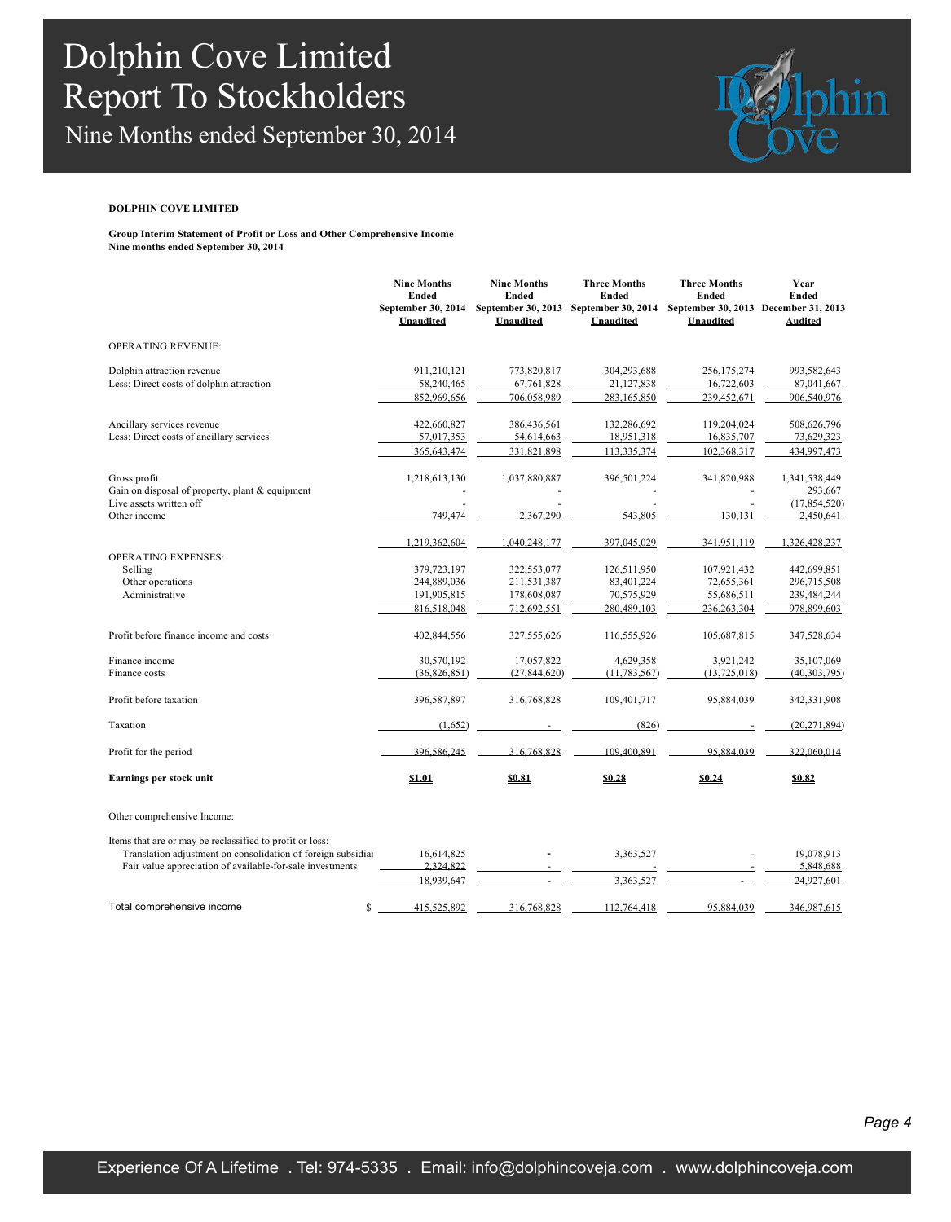**DOLPHIN COVE LIMITED**

**Group Interim Statement of Profit or Loss and Other Comprehensive Income**
**Nine months ended September 30, 2014**

| | Nine Months Ended September 30, 2014 Unaudited | Nine Months Ended September 30, 2013 Unaudited | Three Months Ended September 30, 2014 Unaudited | Three Months Ended September 30, 2013 Unaudited | Year Ended December 31, 2013 Audited |
|---|---|---|---|---|---|
| OPERATING REVENUE: | | | | | |
| Dolphin attraction revenue | 911,210,121 | 773,820,817 | 304,293,688 | 256,175,274 | 993,582,643 |
| Less: Direct costs of dolphin attraction | 58,240,465 | 67,761,828 | 21,127,838 | 16,722,603 | 87,041,667 |
| | 852,969,656 | 706,058,989 | 283,165,850 | 239,452,671 | 906,540,976 |
| Ancillary services revenue | 422,660,827 | 386,436,561 | 132,286,692 | 119,204,024 | 508,626,796 |
| Less: Direct costs of ancillary services | 57,017,353 | 54,614,663 | 18,951,318 | 16,835,707 | 73,629,323 |
| | 365,643,474 | 331,821,898 | 113,335,374 | 102,368,317 | 434,997,473 |
| Gross profit | 1,218,613,130 | 1,037,880,887 | 396,501,224 | 341,820,988 | 1,341,538,449 |
| Gain on disposal of property, plant & equipment | - | - | - | - | 293,667 |
| Live assets written off | - | - | - | - | (17,854,520) |
| Other income | 749,474 | 2,367,290 | 543,805 | 130,131 | 2,450,641 |
| | 1,219,362,604 | 1,040,248,177 | 397,045,029 | 341,951,119 | 1,326,428,237 |
| OPERATING EXPENSES: | | | | | |
| Selling | 379,723,197 | 322,553,077 | 126,511,950 | 107,921,432 | 442,699,851 |
| Other operations | 244,889,036 | 211,531,387 | 83,401,224 | 72,655,361 | 296,715,508 |
| Administrative | 191,905,815 | 178,608,087 | 70,575,929 | 55,686,511 | 239,484,244 |
| | 816,518,048 | 712,692,551 | 280,489,103 | 236,263,304 | 978,899,603 |
| Profit before finance income and costs | 402,844,556 | 327,555,626 | 116,555,926 | 105,687,815 | 347,528,634 |
| Finance income | 30,570,192 | 17,057,822 | 4,629,358 | 3,921,242 | 35,107,069 |
| Finance costs | (36,826,851) | (27,844,620) | (11,783,567) | (13,725,018) | (40,303,795) |
| Profit before taxation | 396,587,897 | 316,768,828 | 109,401,717 | 95,884,039 | 342,331,908 |
| Taxation | (1,652) | - | (826) | - | (20,271,894) |
| Profit for the period | 396,586,245 | 316,768,828 | 109,400,891 | 95,884,039 | 322,060,014 |
| **Earnings per stock unit** | **$1.01** | **$0.81** | **$0.28** | **$0.24** | **$0.82** |
| Other comprehensive Income: | | | | | |
| Items that are or may be reclassified to profit or loss: | | | | | |
| Translation adjustment on consolidation of foreign subsidiar | 16,614,825 | - | 3,363,527 | - | 19,078,913 |
| Fair value appreciation of available-for-sale investments | 2,324,822 | - | - | - | 5,848,688 |
| | 18,939,647 | - | 3,363,527 | - | 24,927,601 |
| Total comprehensive income | $ 415,525,892 | 316,768,828 | 112,764,418 | 95,884,039 | 346,987,615 |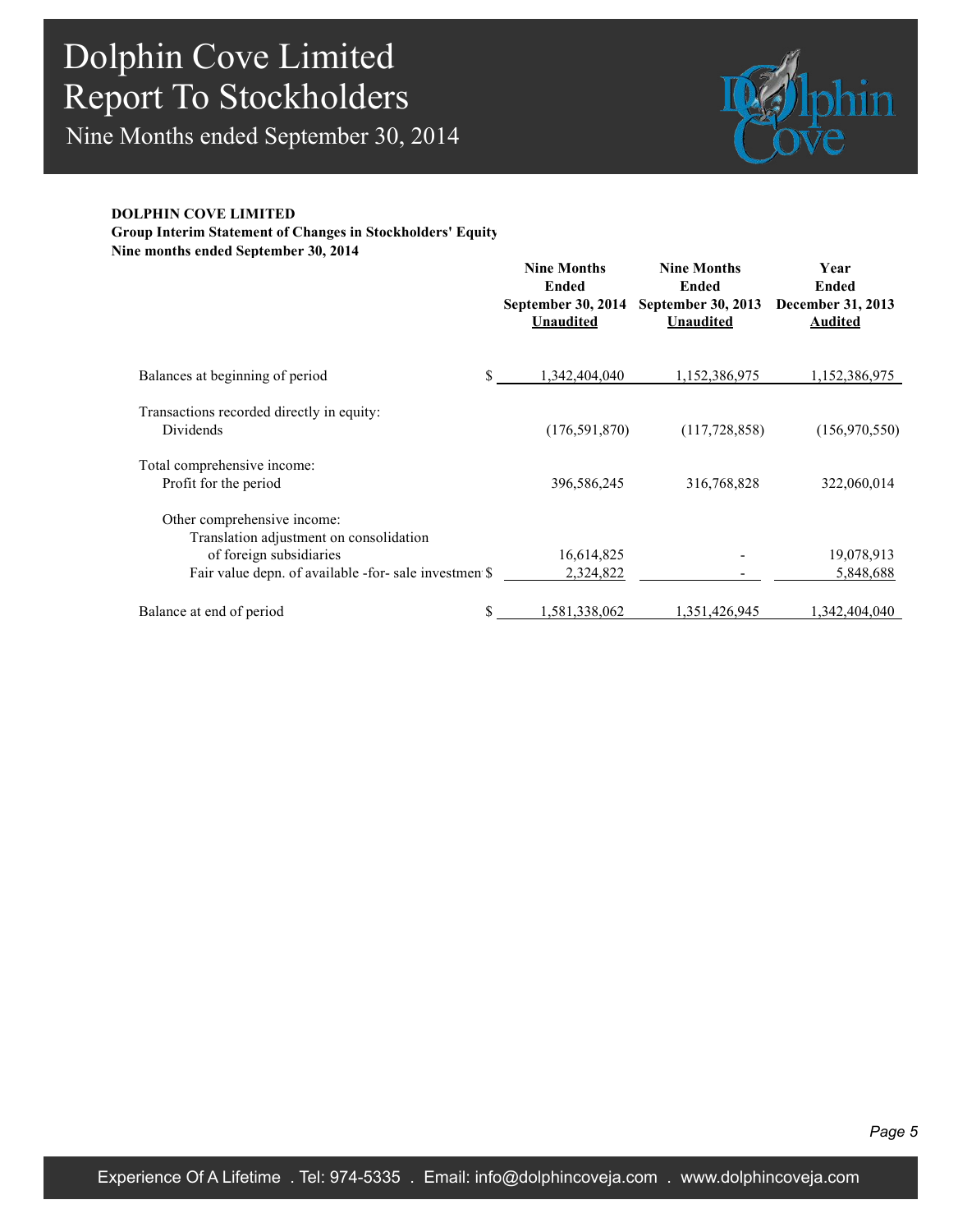**DOLPHIN COVE LIMITED**
**Group Interim Statement of Changes in Stockholders' Equity**
**Nine months ended September 30, 2014**

| | | Nine Months Ended September 30, 2014 Unaudited | Nine Months Ended September 30, 2013 Unaudited | Year Ended December 31, 2013 Audited |
|---|---|---|---|---|
| Balances at beginning of period | $ | 1,342,404,040 | 1,152,386,975 | 1,152,386,975 |
| Transactions recorded directly in equity: | | | | |
| Dividends | | (176,591,870) | (117,728,858) | (156,970,550) |
| Total comprehensive income: | | | | |
| Profit for the period | | 396,586,245 | 316,768,828 | 322,060,014 |
| Other comprehensive income: | | | | |
| Translation adjustment on consolidation of foreign subsidiaries | | 16,614,825 | - | 19,078,913 |
| Fair value depn. of available -for- sale investment | $ | 2,324,822 | - | 5,848,688 |
| Balance at end of period | $ | 1,581,338,062 | 1,351,426,945 | 1,342,404,040 |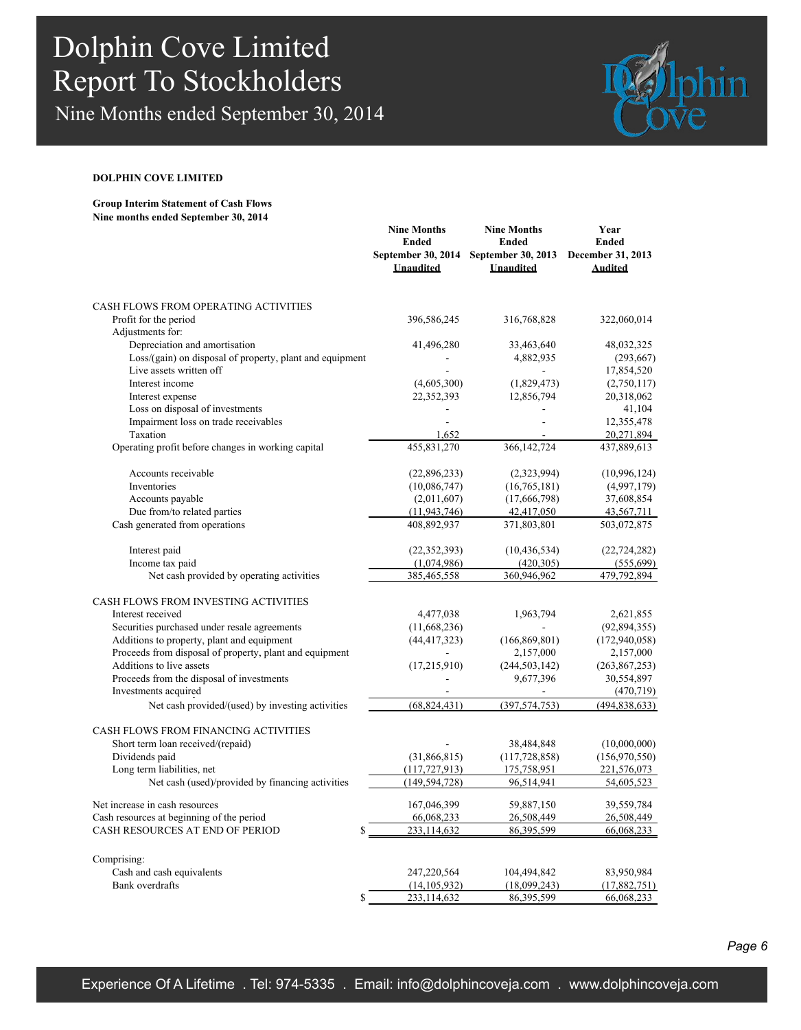# Dolphin Cove Limited
# Report To Stockholders
## Nine Months ended September 30, 2014

**DOLPHIN COVE LIMITED**

**Group Interim Statement of Cash Flows**
**Nine months ended September 30, 2014**

| | Nine Months Ended September 30, 2014 Unaudited | Nine Months Ended September 30, 2013 Unaudited | Year Ended December 31, 2013 Audited |
|---|---|---|---|
| CASH FLOWS FROM OPERATING ACTIVITIES | | | |
| Profit for the period | 396,586,245 | 316,768,828 | 322,060,014 |
| Adjustments for: | | | |
| Depreciation and amortisation | 41,496,280 | 33,463,640 | 48,032,325 |
| Loss/(gain) on disposal of property, plant and equipment | - | 4,882,935 | (293,667) |
| Live assets written off | - | - | 17,854,520 |
| Interest income | (4,605,300) | (1,829,473) | (2,750,117) |
| Interest expense | 22,352,393 | 12,856,794 | 20,318,062 |
| Loss on disposal of investments | - | - | 41,104 |
| Impairment loss on trade receivables | - | - | 12,355,478 |
| Taxation | 1,652 | - | 20,271,894 |
| Operating profit before changes in working capital | 455,831,270 | 366,142,724 | 437,889,613 |
| Accounts receivable | (22,896,233) | (2,323,994) | (10,996,124) |
| Inventories | (10,086,747) | (16,765,181) | (4,997,179) |
| Accounts payable | (2,011,607) | (17,666,798) | 37,608,854 |
| Due from/to related parties | (11,943,746) | 42,417,050 | 43,567,711 |
| Cash generated from operations | 408,892,937 | 371,803,801 | 503,072,875 |
| Interest paid | (22,352,393) | (10,436,534) | (22,724,282) |
| Income tax paid | (1,074,986) | (420,305) | (555,699) |
| Net cash provided by operating activities | 385,465,558 | 360,946,962 | 479,792,894 |
| CASH FLOWS FROM INVESTING ACTIVITIES | | | |
| Interest received | 4,477,038 | 1,963,794 | 2,621,855 |
| Securities purchased under resale agreements | (11,668,236) | - | (92,894,355) |
| Additions to property, plant and equipment | (44,417,323) | (166,869,801) | (172,940,058) |
| Proceeds from disposal of property, plant and equipment | - | 2,157,000 | 2,157,000 |
| Additions to live assets | (17,215,910) | (244,503,142) | (263,867,253) |
| Proceeds from the disposal of investments | - | 9,677,396 | 30,554,897 |
| Investments acquired | - | - | (470,719) |
| Net cash provided/(used) by investing activities | (68,824,431) | (397,574,753) | (494,838,633) |
| CASH FLOWS FROM FINANCING ACTIVITIES | | | |
| Short term loan received/(repaid) | - | 38,484,848 | (10,000,000) |
| Dividends paid | (31,866,815) | (117,728,858) | (156,970,550) |
| Long term liabilities, net | (117,727,913) | 175,758,951 | 221,576,073 |
| Net cash (used)/provided by financing activities | (149,594,728) | 96,514,941 | 54,605,523 |
| Net increase in cash resources | 167,046,399 | 59,887,150 | 39,559,784 |
| Cash resources at beginning of the period | 66,068,233 | 26,508,449 | 26,508,449 |
| CASH RESOURCES AT END OF PERIOD | $ 233,114,632 | 86,395,599 | 66,068,233 |
| Comprising: | | | |
| Cash and cash equivalents | 247,220,564 | 104,494,842 | 83,950,984 |
| Bank overdrafts | (14,105,932) | (18,099,243) | (17,882,751) |
| | $ 233,114,632 | 86,395,599 | 66,068,233 |

Experience Of A Lifetime . Tel: 974-5335 . Email: info@dolphincoveja.com . www.dolphincoveja.com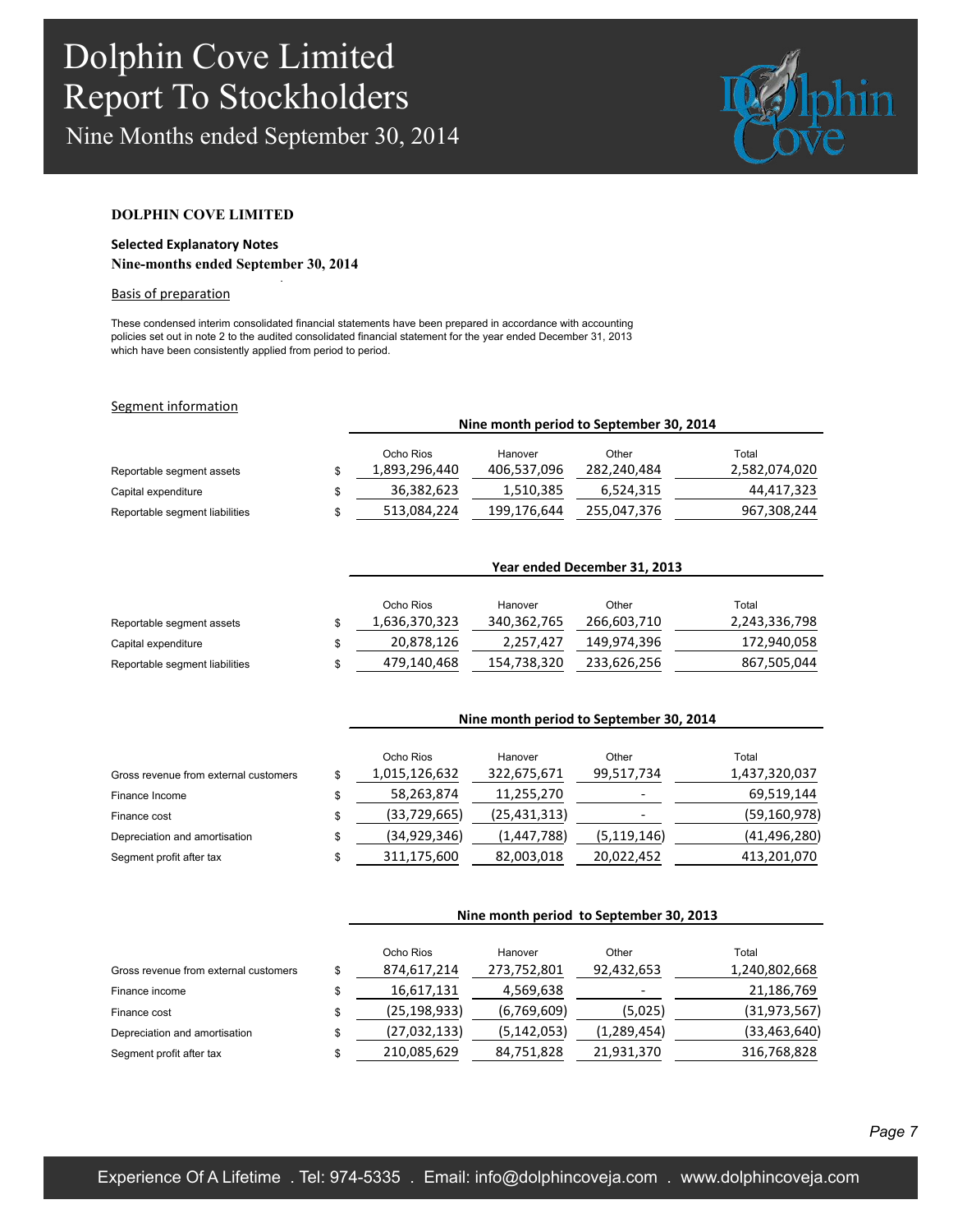**DOLPHIN COVE LIMITED**

**Selected Explanatory Notes**

**Nine-months ended September 30, 2014**

Basis of preparation

These condensed interim consolidated financial statements have been prepared in accordance with accounting policies set out in note 2 to the audited consolidated financial statement for the year ended December 31, 2013 which have been consistently applied from period to period.

Segment information

| | | Nine month period to September 30, 2014 | | | |
|---|---|---|---|---|---|
| | | Ocho Rios | Hanover | Other | Total |
| Reportable segment assets | $ | 1,893,296,440 | 406,537,096 | 282,240,484 | 2,582,074,020 |
| Capital expenditure | $ | 36,382,623 | 1,510,385 | 6,524,315 | 44,417,323 |
| Reportable segment liabilities | $ | 513,084,224 | 199,176,644 | 255,047,376 | 967,308,244 |

| | | Year ended December 31, 2013 | | | |
|---|---|---|---|---|---|
| | | Ocho Rios | Hanover | Other | Total |
| Reportable segment assets | $ | 1,636,370,323 | 340,362,765 | 266,603,710 | 2,243,336,798 |
| Capital expenditure | $ | 20,878,126 | 2,257,427 | 149,974,396 | 172,940,058 |
| Reportable segment liabilities | $ | 479,140,468 | 154,738,320 | 233,626,256 | 867,505,044 |

| | | Nine month period to September 30, 2014 | | | |
|---|---|---|---|---|---|
| | | Ocho Rios | Hanover | Other | Total |
| Gross revenue from external customers | $ | 1,015,126,632 | 322,675,671 | 99,517,734 | 1,437,320,037 |
| Finance Income | $ | 58,263,874 | 11,255,270 | - | 69,519,144 |
| Finance cost | $ | (33,729,665) | (25,431,313) | - | (59,160,978) |
| Depreciation and amortisation | $ | (34,929,346) | (1,447,788) | (5,119,146) | (41,496,280) |
| Segment profit after tax | $ | 311,175,600 | 82,003,018 | 20,022,452 | 413,201,070 |

| | | Nine month period to September 30, 2013 | | | |
|---|---|---|---|---|---|
| | | Ocho Rios | Hanover | Other | Total |
| Gross revenue from external customers | $ | 874,617,214 | 273,752,801 | 92,432,653 | 1,240,802,668 |
| Finance income | $ | 16,617,131 | 4,569,638 | - | 21,186,769 |
| Finance cost | $ | (25,198,933) | (6,769,609) | (5,025) | (31,973,567) |
| Depreciation and amortisation | $ | (27,032,133) | (5,142,053) | (1,289,454) | (33,463,640) |
| Segment profit after tax | $ | 210,085,629 | 84,751,828 | 21,931,370 | 316,768,828 |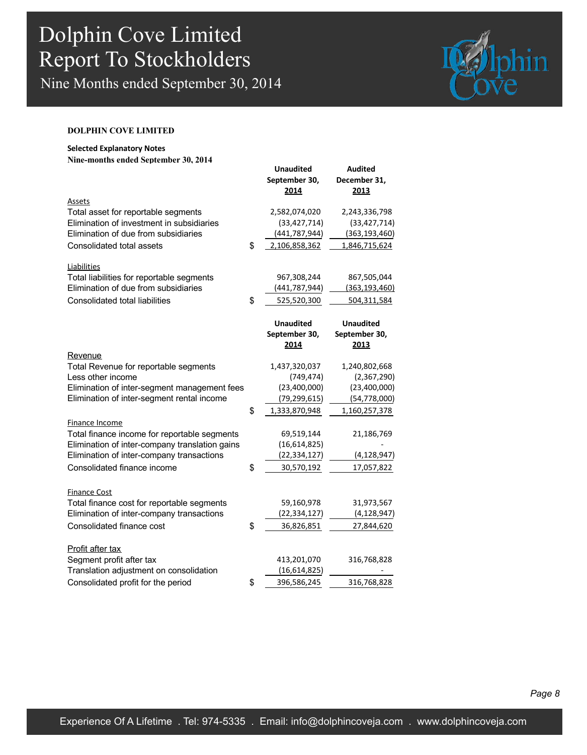# Dolphin Cove Limited
# Report To Stockholders
## Nine Months ended September 30, 2014

**DOLPHIN COVE LIMITED**

**Selected Explanatory Notes**
**Nine-months ended September 30, 2014**

| | | Unaudited September 30, 2014 | Audited December 31, 2013 |
|---|---|---|---|
| Assets | | | |
| Total asset for reportable segments | | 2,582,074,020 | 2,243,336,798 |
| Elimination of investment in subsidiaries | | (33,427,714) | (33,427,714) |
| Elimination of due from subsidiaries | | (441,787,944) | (363,193,460) |
| Consolidated total assets | $ | 2,106,858,362 | 1,846,715,624 |
| Liabilities | | | |
| Total liabilities for reportable segments | | 967,308,244 | 867,505,044 |
| Elimination of due from subsidiaries | | (441,787,944) | (363,193,460) |
| Consolidated total liabilities | $ | 525,520,300 | 504,311,584 |

| | | Unaudited September 30, 2014 | Unaudited September 30, 2013 |
|---|---|---|---|
| Revenue | | | |
| Total Revenue for reportable segments | | 1,437,320,037 | 1,240,802,668 |
| Less other income | | (749,474) | (2,367,290) |
| Elimination of inter-segment management fees | | (23,400,000) | (23,400,000) |
| Elimination of inter-segment rental income | | (79,299,615) | (54,778,000) |
| | $ | 1,333,870,948 | 1,160,257,378 |
| Finance Income | | | |
| Total finance income for reportable segments | | 69,519,144 | 21,186,769 |
| Elimination of inter-company translation gains | | (16,614,825) | - |
| Elimination of inter-company transactions | | (22,334,127) | (4,128,947) |
| Consolidated finance income | $ | 30,570,192 | 17,057,822 |
| Finance Cost | | | |
| Total finance cost for reportable segments | | 59,160,978 | 31,973,567 |
| Elimination of inter-company transactions | | (22,334,127) | (4,128,947) |
| Consolidated finance cost | $ | 36,826,851 | 27,844,620 |
| Profit after tax | | | |
| Segment profit after tax | | 413,201,070 | 316,768,828 |
| Translation adjustment on consolidation | | (16,614,825) | - |
| Consolidated profit for the period | $ | 396,586,245 | 316,768,828 |

Experience Of A Lifetime . Tel: 974-5335 . Email: info@dolphincoveja.com . www.dolphincoveja.com